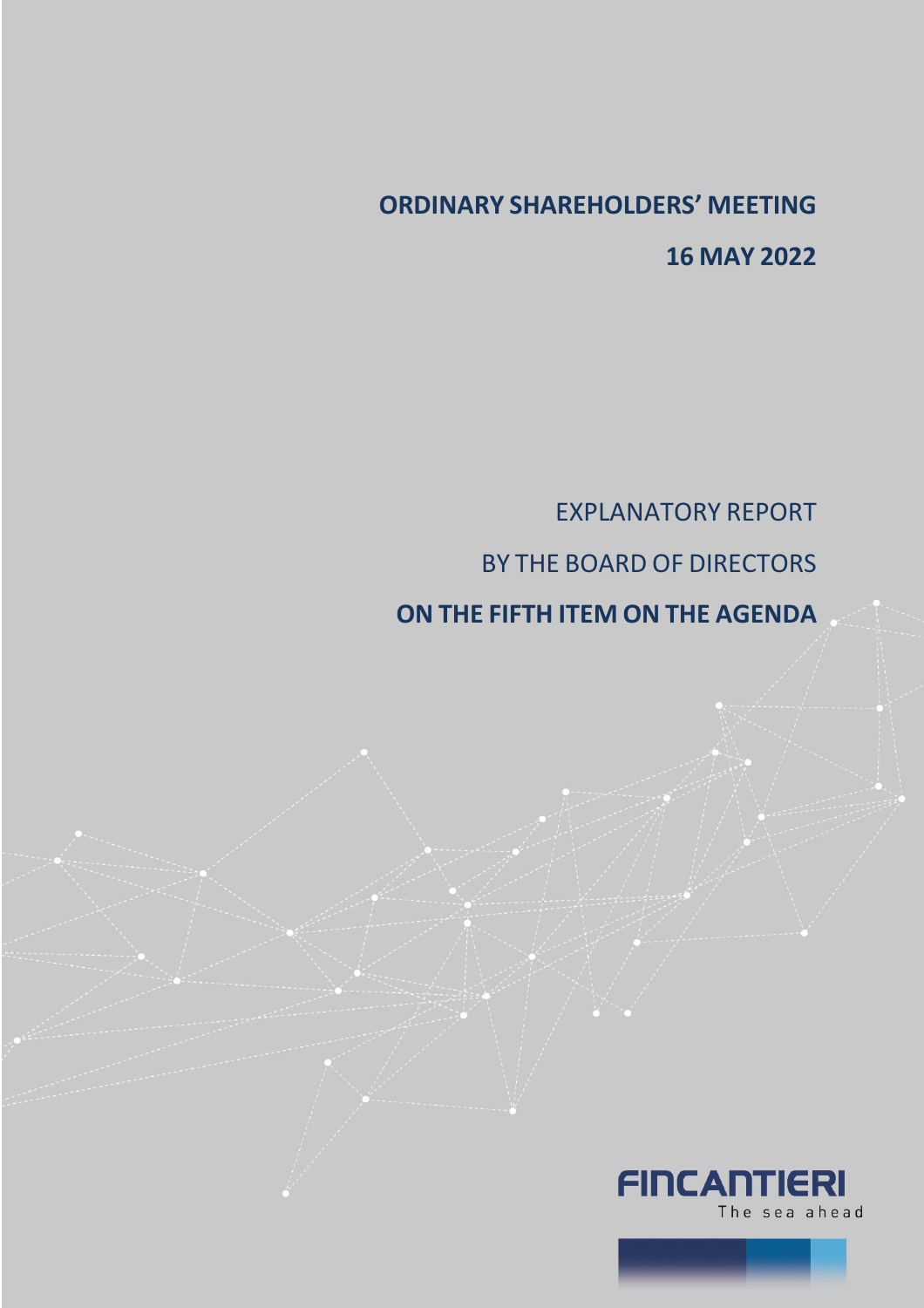# ORDINARY SHAREHOLDERS' MEETING

## 16 MAY 2022

EXPLANATORY REPORT

BY THE BOARD OF DIRECTORS

**ON THE FIFTH ITEM ON THE AGENDA**

FINCANTIERI

The sea ahead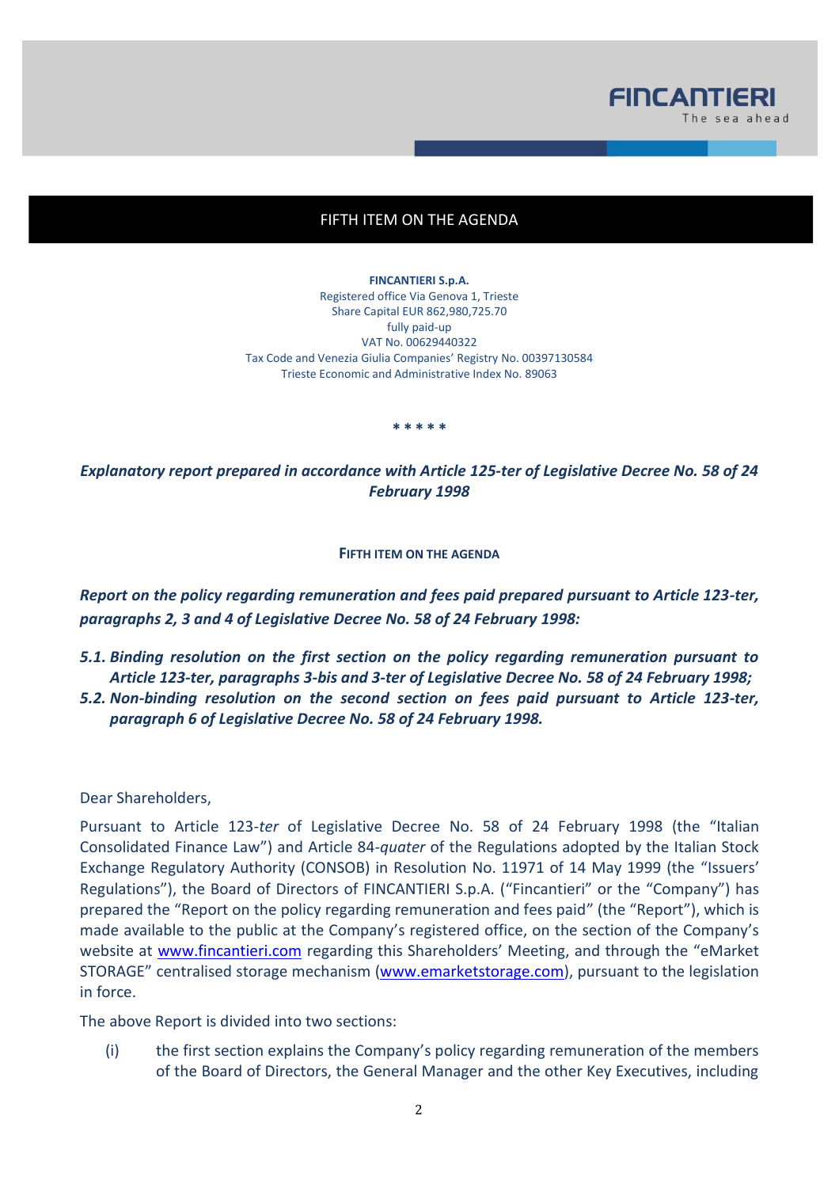FIFTH ITEM ON THE AGENDA

**FINCANTIERI S.p.A.**
Registered office Via Genova 1, Trieste
Share Capital EUR 862,980,725.70
fully paid-up
VAT No. 00629440322
Tax Code and Venezia Giulia Companies' Registry No. 00397130584
Trieste Economic and Administrative Index No. 89063

\* \* \* \* \*

***Explanatory report prepared in accordance with Article 125-ter of Legislative Decree No. 58 of 24 February 1998***

**FIFTH ITEM ON THE AGENDA**

***Report on the policy regarding remuneration and fees paid prepared pursuant to Article 123-ter, paragraphs 2, 3 and 4 of Legislative Decree No. 58 of 24 February 1998:***

***5.1. Binding resolution on the first section on the policy regarding remuneration pursuant to Article 123-ter, paragraphs 3-bis and 3-ter of Legislative Decree No. 58 of 24 February 1998;***

***5.2. Non-binding resolution on the second section on fees paid pursuant to Article 123-ter, paragraph 6 of Legislative Decree No. 58 of 24 February 1998.***

Dear Shareholders,

Pursuant to Article 123-*ter* of Legislative Decree No. 58 of 24 February 1998 (the "Italian Consolidated Finance Law") and Article 84-*quater* of the Regulations adopted by the Italian Stock Exchange Regulatory Authority (CONSOB) in Resolution No. 11971 of 14 May 1999 (the "Issuers' Regulations"), the Board of Directors of FINCANTIERI S.p.A. ("Fincantieri" or the "Company") has prepared the "Report on the policy regarding remuneration and fees paid" (the "Report"), which is made available to the public at the Company's registered office, on the section of the Company's website at www.fincantieri.com regarding this Shareholders' Meeting, and through the "eMarket STORAGE" centralised storage mechanism (www.emarketstorage.com), pursuant to the legislation in force.

The above Report is divided into two sections:

(i) the first section explains the Company's policy regarding remuneration of the members of the Board of Directors, the General Manager and the other Key Executives, including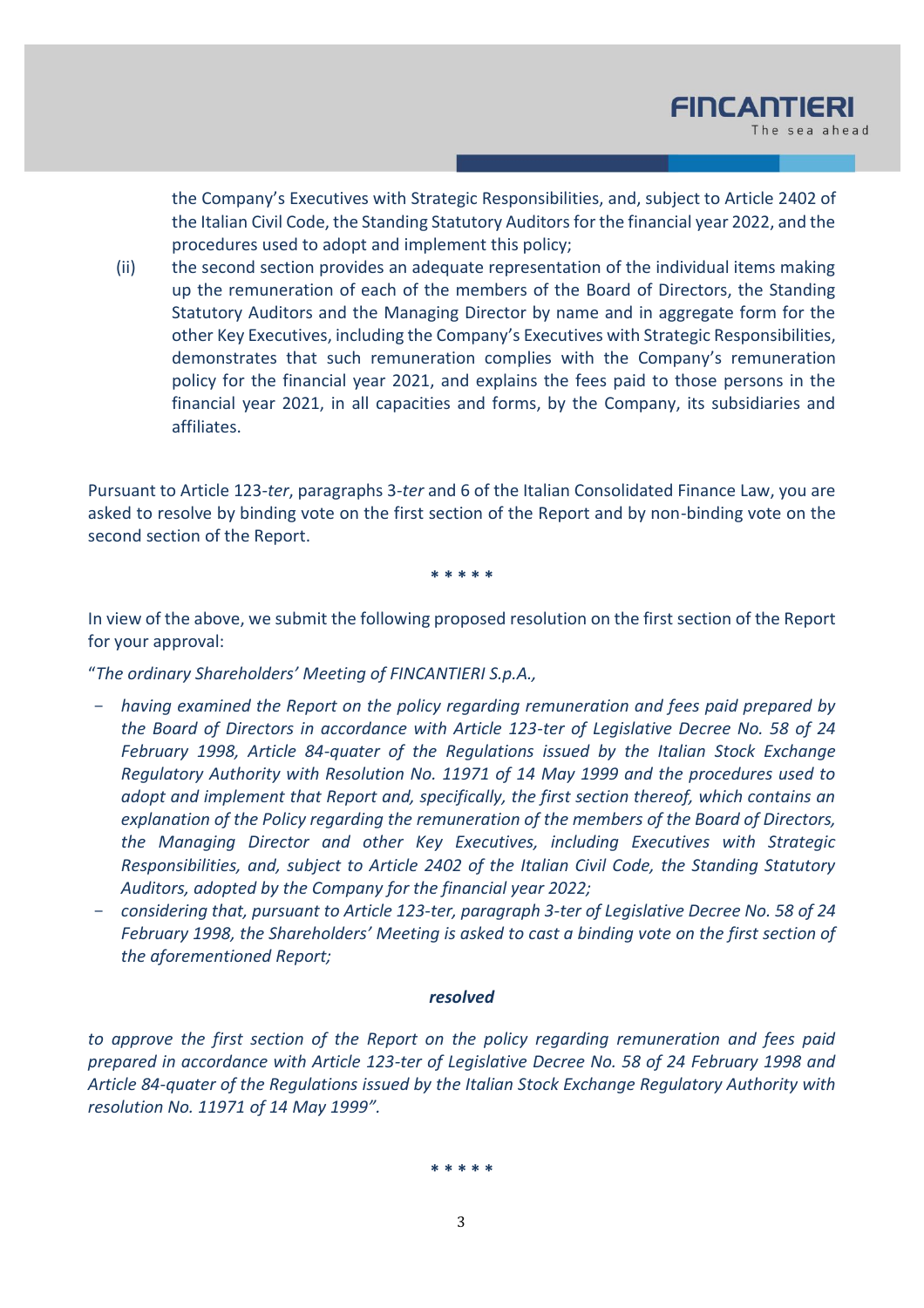the Company's Executives with Strategic Responsibilities, and, subject to Article 2402 of the Italian Civil Code, the Standing Statutory Auditors for the financial year 2022, and the procedures used to adopt and implement this policy;

(ii) the second section provides an adequate representation of the individual items making up the remuneration of each of the members of the Board of Directors, the Standing Statutory Auditors and the Managing Director by name and in aggregate form for the other Key Executives, including the Company's Executives with Strategic Responsibilities, demonstrates that such remuneration complies with the Company's remuneration policy for the financial year 2021, and explains the fees paid to those persons in the financial year 2021, in all capacities and forms, by the Company, its subsidiaries and affiliates.

Pursuant to Article 123-*ter*, paragraphs 3-*ter* and 6 of the Italian Consolidated Finance Law, you are asked to resolve by binding vote on the first section of the Report and by non-binding vote on the second section of the Report.

\* \* \* \* \*

In view of the above, we submit the following proposed resolution on the first section of the Report for your approval:

"*The ordinary Shareholders' Meeting of FINCANTIERI S.p.A.,*

- *having examined the Report on the policy regarding remuneration and fees paid prepared by the Board of Directors in accordance with Article 123-ter of Legislative Decree No. 58 of 24 February 1998, Article 84-quater of the Regulations issued by the Italian Stock Exchange Regulatory Authority with Resolution No. 11971 of 14 May 1999 and the procedures used to adopt and implement that Report and, specifically, the first section thereof, which contains an explanation of the Policy regarding the remuneration of the members of the Board of Directors, the Managing Director and other Key Executives, including Executives with Strategic Responsibilities, and, subject to Article 2402 of the Italian Civil Code, the Standing Statutory Auditors, adopted by the Company for the financial year 2022;*
- *considering that, pursuant to Article 123-ter, paragraph 3-ter of Legislative Decree No. 58 of 24 February 1998, the Shareholders' Meeting is asked to cast a binding vote on the first section of the aforementioned Report;*

***resolved***

*to approve the first section of the Report on the policy regarding remuneration and fees paid prepared in accordance with Article 123-ter of Legislative Decree No. 58 of 24 February 1998 and Article 84-quater of the Regulations issued by the Italian Stock Exchange Regulatory Authority with resolution No. 11971 of 14 May 1999".*

\* \* \* \* \*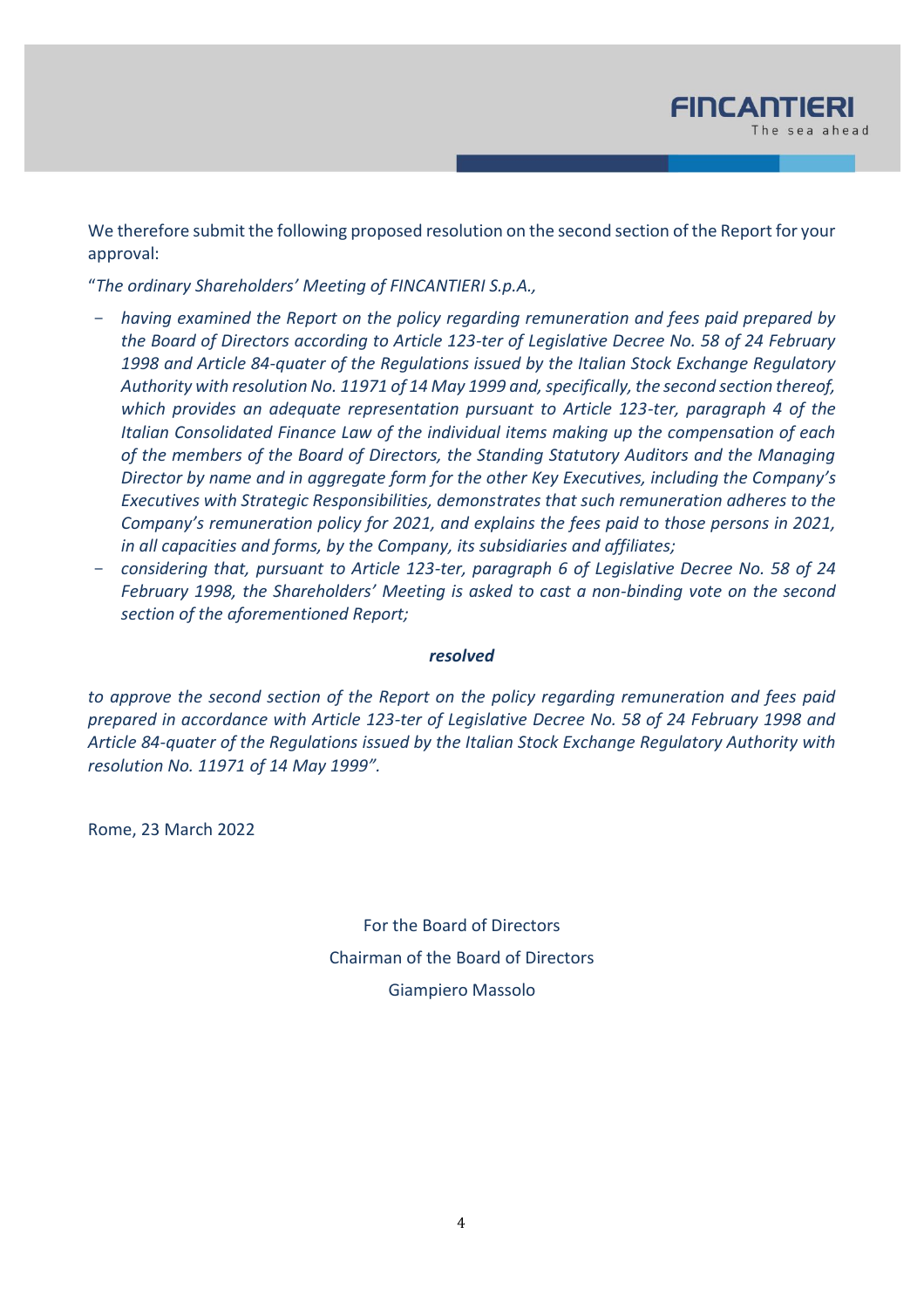We therefore submit the following proposed resolution on the second section of the Report for your approval:

"*The ordinary Shareholders' Meeting of FINCANTIERI S.p.A.,*

- *having examined the Report on the policy regarding remuneration and fees paid prepared by the Board of Directors according to Article 123-ter of Legislative Decree No. 58 of 24 February 1998 and Article 84-quater of the Regulations issued by the Italian Stock Exchange Regulatory Authority with resolution No. 11971 of 14 May 1999 and, specifically, the second section thereof, which provides an adequate representation pursuant to Article 123-ter, paragraph 4 of the Italian Consolidated Finance Law of the individual items making up the compensation of each of the members of the Board of Directors, the Standing Statutory Auditors and the Managing Director by name and in aggregate form for the other Key Executives, including the Company's Executives with Strategic Responsibilities, demonstrates that such remuneration adheres to the Company's remuneration policy for 2021, and explains the fees paid to those persons in 2021, in all capacities and forms, by the Company, its subsidiaries and affiliates;*
- *considering that, pursuant to Article 123-ter, paragraph 6 of Legislative Decree No. 58 of 24 February 1998, the Shareholders' Meeting is asked to cast a non-binding vote on the second section of the aforementioned Report;*

***resolved***

*to approve the second section of the Report on the policy regarding remuneration and fees paid prepared in accordance with Article 123-ter of Legislative Decree No. 58 of 24 February 1998 and Article 84-quater of the Regulations issued by the Italian Stock Exchange Regulatory Authority with resolution No. 11971 of 14 May 1999".*

Rome, 23 March 2022

For the Board of Directors

Chairman of the Board of Directors

Giampiero Massolo